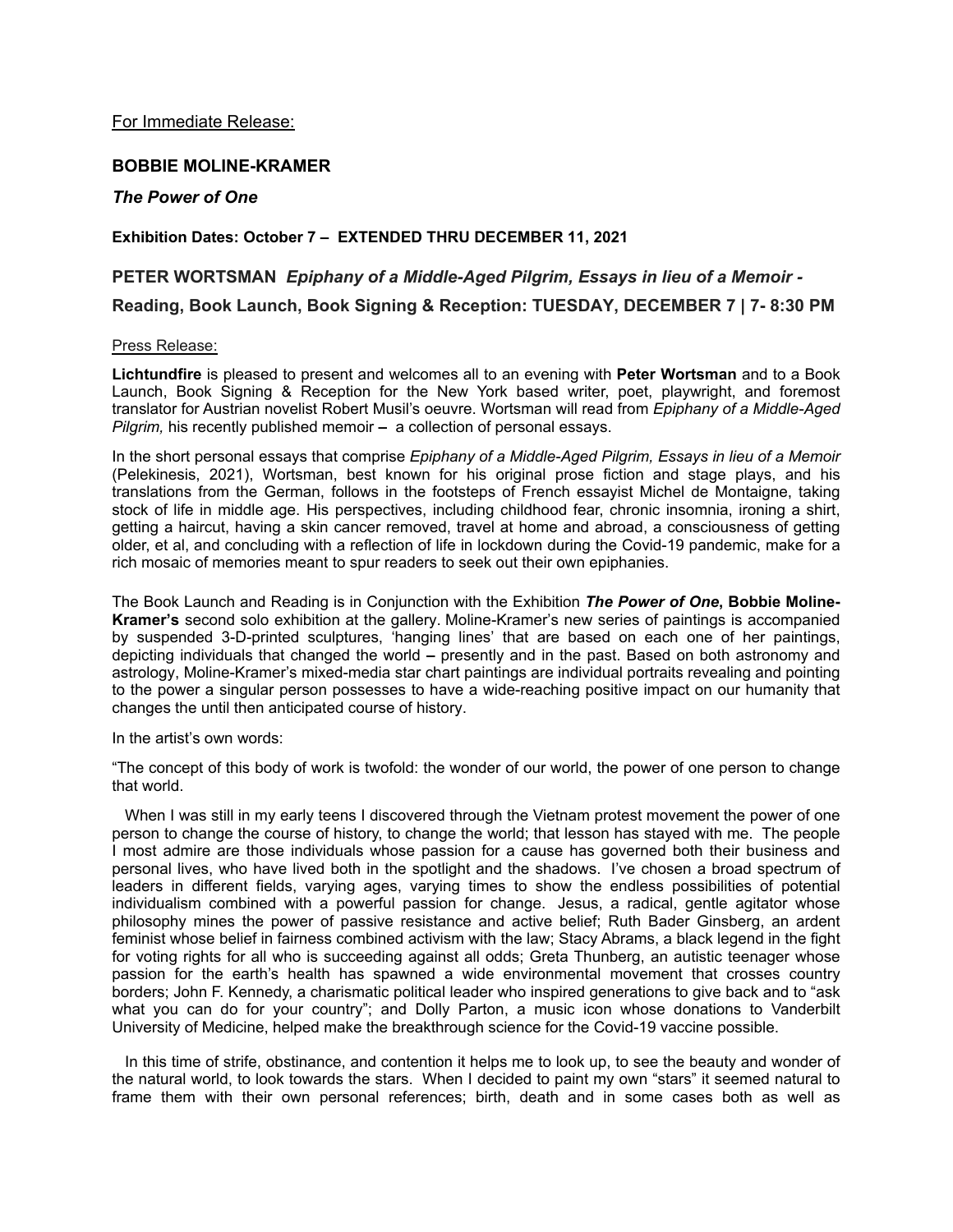For Immediate Release:

**BOBBIE MOLINE-KRAMER**

***The Power of One***

**Exhibition Dates: October 7 – EXTENDED THRU DECEMBER 11, 2021**

**PETER WORTSMAN** ***Epiphany of a Middle-Aged Pilgrim, Essays in lieu of a Memoir -***

**Reading, Book Launch, Book Signing & Reception: TUESDAY, DECEMBER 7 | 7- 8:30 PM**

Press Release:

**Lichtundfire** is pleased to present and welcomes all to an evening with **Peter Wortsman** and to a Book Launch, Book Signing & Reception for the New York based writer, poet, playwright, and foremost translator for Austrian novelist Robert Musil's oeuvre. Wortsman will read from *Epiphany of a Middle-Aged Pilgrim,* his recently published memoir **–** a collection of personal essays.

In the short personal essays that comprise *Epiphany of a Middle-Aged Pilgrim, Essays in lieu of a Memoir* (Pelekinesis, 2021), Wortsman, best known for his original prose fiction and stage plays, and his translations from the German, follows in the footsteps of French essayist Michel de Montaigne, taking stock of life in middle age. His perspectives, including childhood fear, chronic insomnia, ironing a shirt, getting a haircut, having a skin cancer removed, travel at home and abroad, a consciousness of getting older, et al, and concluding with a reflection of life in lockdown during the Covid-19 pandemic, make for a rich mosaic of memories meant to spur readers to seek out their own epiphanies.

The Book Launch and Reading is in Conjunction with the Exhibition ***The Power of One*****, Bobbie Moline-Kramer's** second solo exhibition at the gallery. Moline-Kramer's new series of paintings is accompanied by suspended 3-D-printed sculptures, 'hanging lines' that are based on each one of her paintings, depicting individuals that changed the world **–** presently and in the past. Based on both astronomy and astrology, Moline-Kramer's mixed-media star chart paintings are individual portraits revealing and pointing to the power a singular person possesses to have a wide-reaching positive impact on our humanity that changes the until then anticipated course of history.

In the artist's own words:

"The concept of this body of work is twofold: the wonder of our world, the power of one person to change that world.

When I was still in my early teens I discovered through the Vietnam protest movement the power of one person to change the course of history, to change the world; that lesson has stayed with me. The people I most admire are those individuals whose passion for a cause has governed both their business and personal lives, who have lived both in the spotlight and the shadows. I've chosen a broad spectrum of leaders in different fields, varying ages, varying times to show the endless possibilities of potential individualism combined with a powerful passion for change. Jesus, a radical, gentle agitator whose philosophy mines the power of passive resistance and active belief; Ruth Bader Ginsberg, an ardent feminist whose belief in fairness combined activism with the law; Stacy Abrams, a black legend in the fight for voting rights for all who is succeeding against all odds; Greta Thunberg, an autistic teenager whose passion for the earth's health has spawned a wide environmental movement that crosses country borders; John F. Kennedy, a charismatic political leader who inspired generations to give back and to "ask what you can do for your country"; and Dolly Parton, a music icon whose donations to Vanderbilt University of Medicine, helped make the breakthrough science for the Covid-19 vaccine possible.

In this time of strife, obstinance, and contention it helps me to look up, to see the beauty and wonder of the natural world, to look towards the stars. When I decided to paint my own "stars" it seemed natural to frame them with their own personal references; birth, death and in some cases both as well as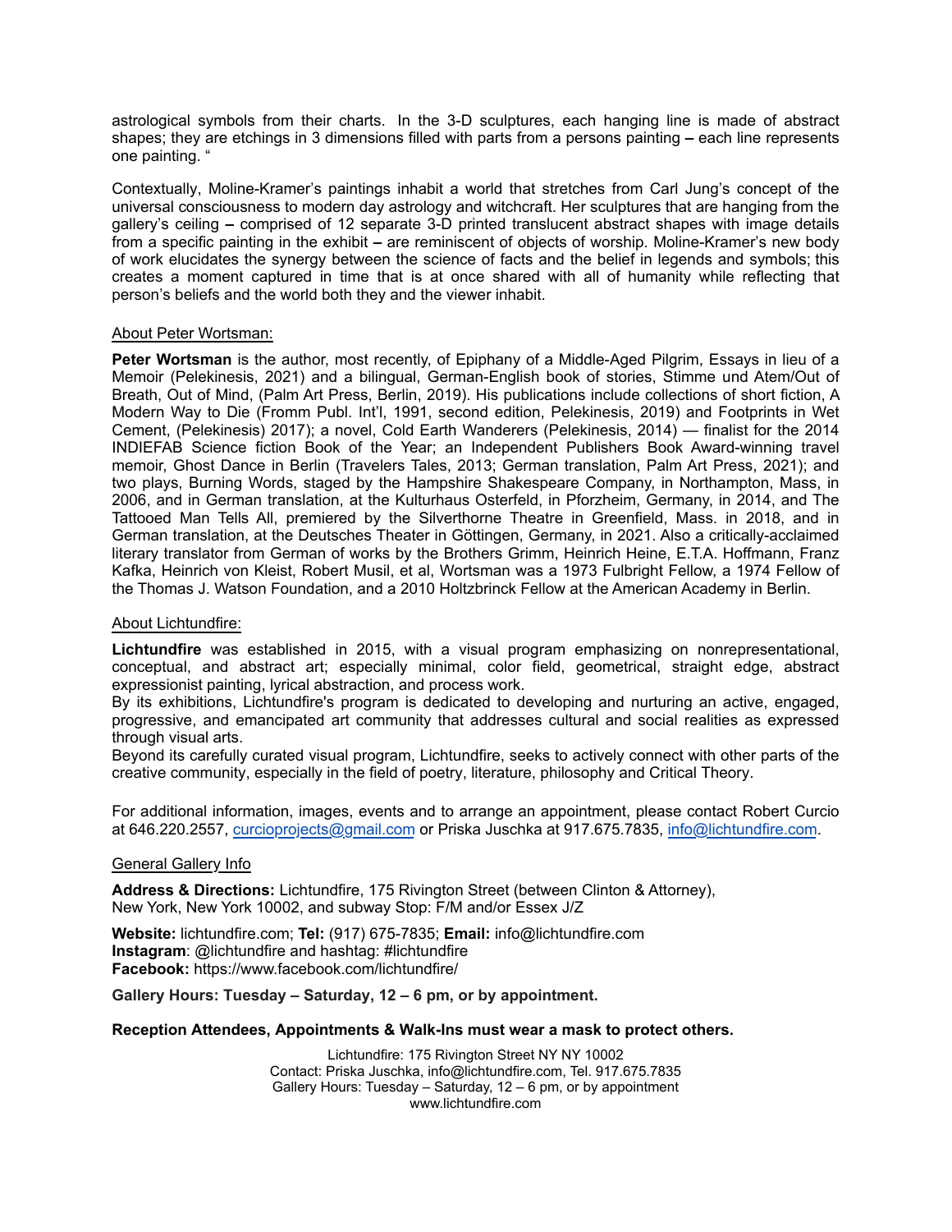astrological symbols from their charts. In the 3-D sculptures, each hanging line is made of abstract shapes; they are etchings in 3 dimensions filled with parts from a persons painting – each line represents one painting. "

Contextually, Moline-Kramer's paintings inhabit a world that stretches from Carl Jung's concept of the universal consciousness to modern day astrology and witchcraft. Her sculptures that are hanging from the gallery's ceiling – comprised of 12 separate 3-D printed translucent abstract shapes with image details from a specific painting in the exhibit – are reminiscent of objects of worship. Moline-Kramer's new body of work elucidates the synergy between the science of facts and the belief in legends and symbols; this creates a moment captured in time that is at once shared with all of humanity while reflecting that person's beliefs and the world both they and the viewer inhabit.

About Peter Wortsman:

**Peter Wortsman** is the author, most recently, of Epiphany of a Middle-Aged Pilgrim, Essays in lieu of a Memoir (Pelekinesis, 2021) and a bilingual, German-English book of stories, Stimme und Atem/Out of Breath, Out of Mind, (Palm Art Press, Berlin, 2019). His publications include collections of short fiction, A Modern Way to Die (Fromm Publ. Int'l, 1991, second edition, Pelekinesis, 2019) and Footprints in Wet Cement, (Pelekinesis) 2017); a novel, Cold Earth Wanderers (Pelekinesis, 2014) — finalist for the 2014 INDIEFAB Science fiction Book of the Year; an Independent Publishers Book Award-winning travel memoir, Ghost Dance in Berlin (Travelers Tales, 2013; German translation, Palm Art Press, 2021); and two plays, Burning Words, staged by the Hampshire Shakespeare Company, in Northampton, Mass, in 2006, and in German translation, at the Kulturhaus Osterfeld, in Pforzheim, Germany, in 2014, and The Tattooed Man Tells All, premiered by the Silverthorne Theatre in Greenfield, Mass. in 2018, and in German translation, at the Deutsches Theater in Göttingen, Germany, in 2021. Also a critically-acclaimed literary translator from German of works by the Brothers Grimm, Heinrich Heine, E.T.A. Hoffmann, Franz Kafka, Heinrich von Kleist, Robert Musil, et al, Wortsman was a 1973 Fulbright Fellow, a 1974 Fellow of the Thomas J. Watson Foundation, and a 2010 Holtzbrinck Fellow at the American Academy in Berlin.

About Lichtundfire:

**Lichtundfire** was established in 2015, with a visual program emphasizing on nonrepresentational, conceptual, and abstract art; especially minimal, color field, geometrical, straight edge, abstract expressionist painting, lyrical abstraction, and process work.
By its exhibitions, Lichtundfire's program is dedicated to developing and nurturing an active, engaged, progressive, and emancipated art community that addresses cultural and social realities as expressed through visual arts.
Beyond its carefully curated visual program, Lichtundfire, seeks to actively connect with other parts of the creative community, especially in the field of poetry, literature, philosophy and Critical Theory.

For additional information, images, events and to arrange an appointment, please contact Robert Curcio at 646.220.2557, curcioprojects@gmail.com or Priska Juschka at 917.675.7835, info@lichtundfire.com.

General Gallery Info

**Address & Directions:** Lichtundfire, 175 Rivington Street (between Clinton & Attorney), New York, New York 10002, and subway Stop: F/M and/or Essex J/Z

**Website:** lichtundfire.com; **Tel:** (917) 675-7835; **Email:** info@lichtundfire.com
**Instagram**: @lichtundfire and hashtag: #lichtundfire
**Facebook:** https://www.facebook.com/lichtundfire/

**Gallery Hours: Tuesday – Saturday, 12 – 6 pm, or by appointment.**

**Reception Attendees, Appointments & Walk-Ins must wear a mask to protect others.**

Lichtundfire: 175 Rivington Street NY NY 10002
Contact: Priska Juschka, info@lichtundfire.com, Tel. 917.675.7835
Gallery Hours: Tuesday – Saturday, 12 – 6 pm, or by appointment
www.lichtundfire.com